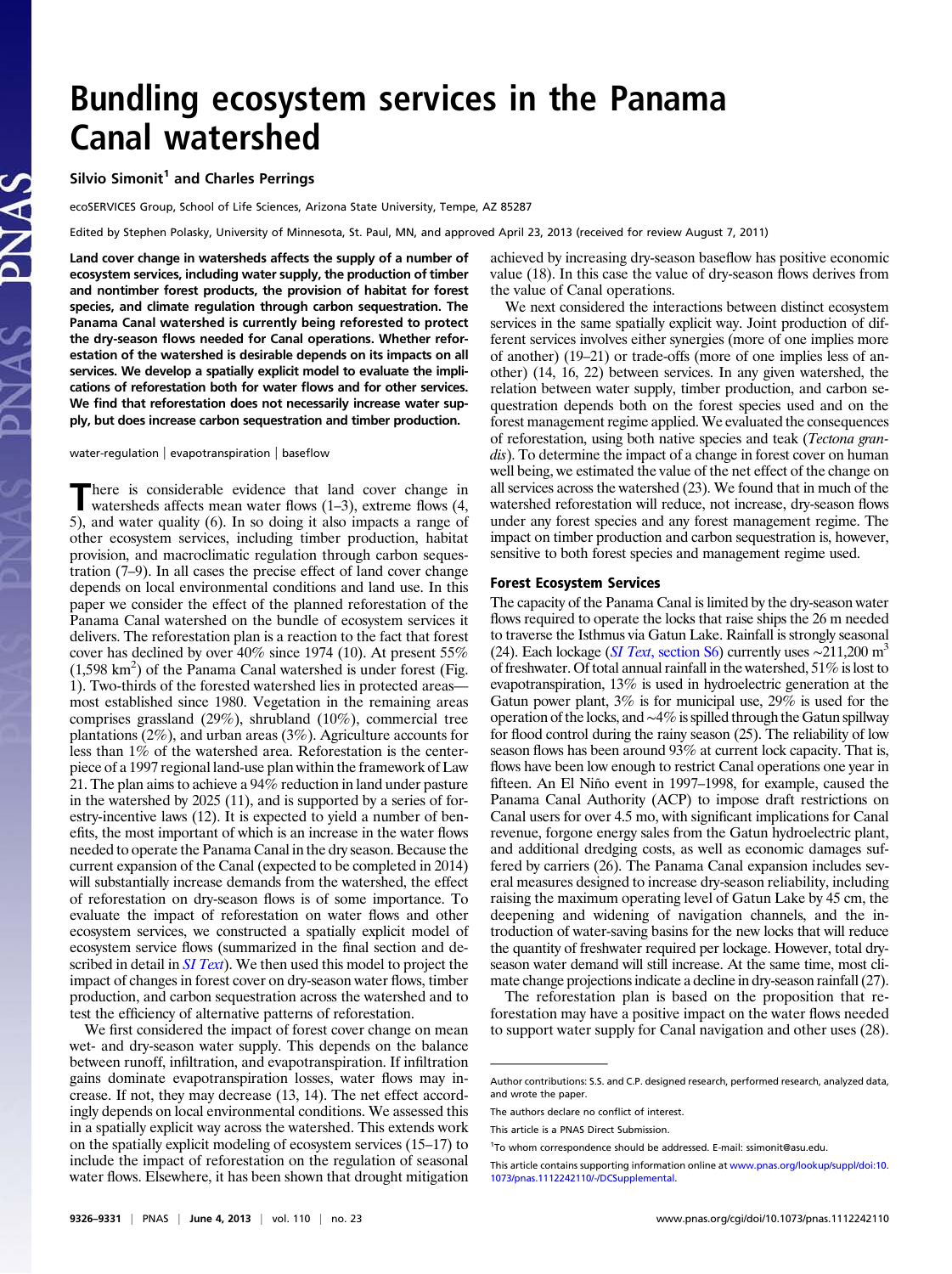# Bundling ecosystem services in the Panama Canal watershed

**Silvio Simonit[1] and Charles Perrings**

ecoSERVICES Group, School of Life Sciences, Arizona State University, Tempe, AZ 85287

Edited by Stephen Polasky, University of Minnesota, St. Paul, MN, and approved April 23, 2013 (received for review August 7, 2011)

**Land cover change in watersheds affects the supply of a number of ecosystem services, including water supply, the production of timber and nontimber forest products, the provision of habitat for forest species, and climate regulation through carbon sequestration. The Panama Canal watershed is currently being reforested to protect the dry-season flows needed for Canal operations. Whether reforestation of the watershed is desirable depends on its impacts on all services. We develop a spatially explicit model to evaluate the implications of reforestation both for water flows and for other services. We find that reforestation does not necessarily increase water supply, but does increase carbon sequestration and timber production.**

water-regulation | evapotranspiration | baseflow

There is considerable evidence that land cover change in watersheds affects mean water flows (1–3), extreme flows (4, 5), and water quality (6). In so doing it also impacts a range of other ecosystem services, including timber production, habitat provision, and macroclimatic regulation through carbon sequestration (7–9). In all cases the precise effect of land cover change depends on local environmental conditions and land use. In this paper we consider the effect of the planned reforestation of the Panama Canal watershed on the bundle of ecosystem services it delivers. The reforestation plan is a reaction to the fact that forest cover has declined by over 40% since 1974 (10). At present 55% (1,598 km$^2$) of the Panama Canal watershed is under forest (Fig. 1). Two-thirds of the forested watershed lies in protected areas—most established since 1980. Vegetation in the remaining areas comprises grassland (29%), shrubland (10%), commercial tree plantations (2%), and urban areas (3%). Agriculture accounts for less than 1% of the watershed area. Reforestation is the centerpiece of a 1997 regional land-use plan within the framework of Law 21. The plan aims to achieve a 94% reduction in land under pasture in the watershed by 2025 (11), and is supported by a series of forestry-incentive laws (12). It is expected to yield a number of benefits, the most important of which is an increase in the water flows needed to operate the Panama Canal in the dry season. Because the current expansion of the Canal (expected to be completed in 2014) will substantially increase demands from the watershed, the effect of reforestation on dry-season flows is of some importance. To evaluate the impact of reforestation on water flows and other ecosystem services, we constructed a spatially explicit model of ecosystem service flows (summarized in the final section and described in detail in *SI Text*). We then used this model to project the impact of changes in forest cover on dry-season water flows, timber production, and carbon sequestration across the watershed and to test the efficiency of alternative patterns of reforestation.

We first considered the impact of forest cover change on mean wet- and dry-season water supply. This depends on the balance between runoff, infiltration, and evapotranspiration. If infiltration gains dominate evapotranspiration losses, water flows may increase. If not, they may decrease (13, 14). The net effect accordingly depends on local environmental conditions. We assessed this in a spatially explicit way across the watershed. This extends work on the spatially explicit modeling of ecosystem services (15–17) to include the impact of reforestation on the regulation of seasonal water flows. Elsewhere, it has been shown that drought mitigation achieved by increasing dry-season baseflow has positive economic value (18). In this case the value of dry-season flows derives from the value of Canal operations.

We next considered the interactions between distinct ecosystem services in the same spatially explicit way. Joint production of different services involves either synergies (more of one implies more of another) (19–21) or trade-offs (more of one implies less of another) (14, 16, 22) between services. In any given watershed, the relation between water supply, timber production, and carbon sequestration depends both on the forest species used and on the forest management regime applied. We evaluated the consequences of reforestation, using both native species and teak (*Tectona grandis*). To determine the impact of a change in forest cover on human well being, we estimated the value of the net effect of the change on all services across the watershed (23). We found that in much of the watershed reforestation will reduce, not increase, dry-season flows under any forest species and any forest management regime. The impact on timber production and carbon sequestration is, however, sensitive to both forest species and management regime used.

## Forest Ecosystem Services

The capacity of the Panama Canal is limited by the dry-season water flows required to operate the locks that raise ships the 26 m needed to traverse the Isthmus via Gatun Lake. Rainfall is strongly seasonal (24). Each lockage (*SI Text*, section S6) currently uses ~211,200 m$^3$ of freshwater. Of total annual rainfall in the watershed, 51% is lost to evapotranspiration, 13% is used in hydroelectric generation at the Gatun power plant, 3% is for municipal use, 29% is used for the operation of the locks, and ~4% is spilled through the Gatun spillway for flood control during the rainy season (25). The reliability of low season flows has been around 93% at current lock capacity. That is, flows have been low enough to restrict Canal operations one year in fifteen. An El Niño event in 1997–1998, for example, caused the Panama Canal Authority (ACP) to impose draft restrictions on Canal users for over 4.5 mo, with significant implications for Canal revenue, forgone energy sales from the Gatun hydroelectric plant, and additional dredging costs, as well as economic damages suffered by carriers (26). The Panama Canal expansion includes several measures designed to increase dry-season reliability, including raising the maximum operating level of Gatun Lake by 45 cm, the deepening and widening of navigation channels, and the introduction of water-saving basins for the new locks that will reduce the quantity of freshwater required per lockage. However, total dry-season water demand will still increase. At the same time, most climate change projections indicate a decline in dry-season rainfall (27).

The reforestation plan is based on the proposition that reforestation may have a positive impact on the water flows needed to support water supply for Canal navigation and other uses (28).

---

Author contributions: S.S. and C.P. designed research, performed research, analyzed data, and wrote the paper.

The authors declare no conflict of interest.

This article is a PNAS Direct Submission.

[1]To whom correspondence should be addressed. E-mail: ssimonit@asu.edu.

This article contains supporting information online at www.pnas.org/lookup/suppl/doi:10.1073/pnas.1112242110/-/DCSupplemental.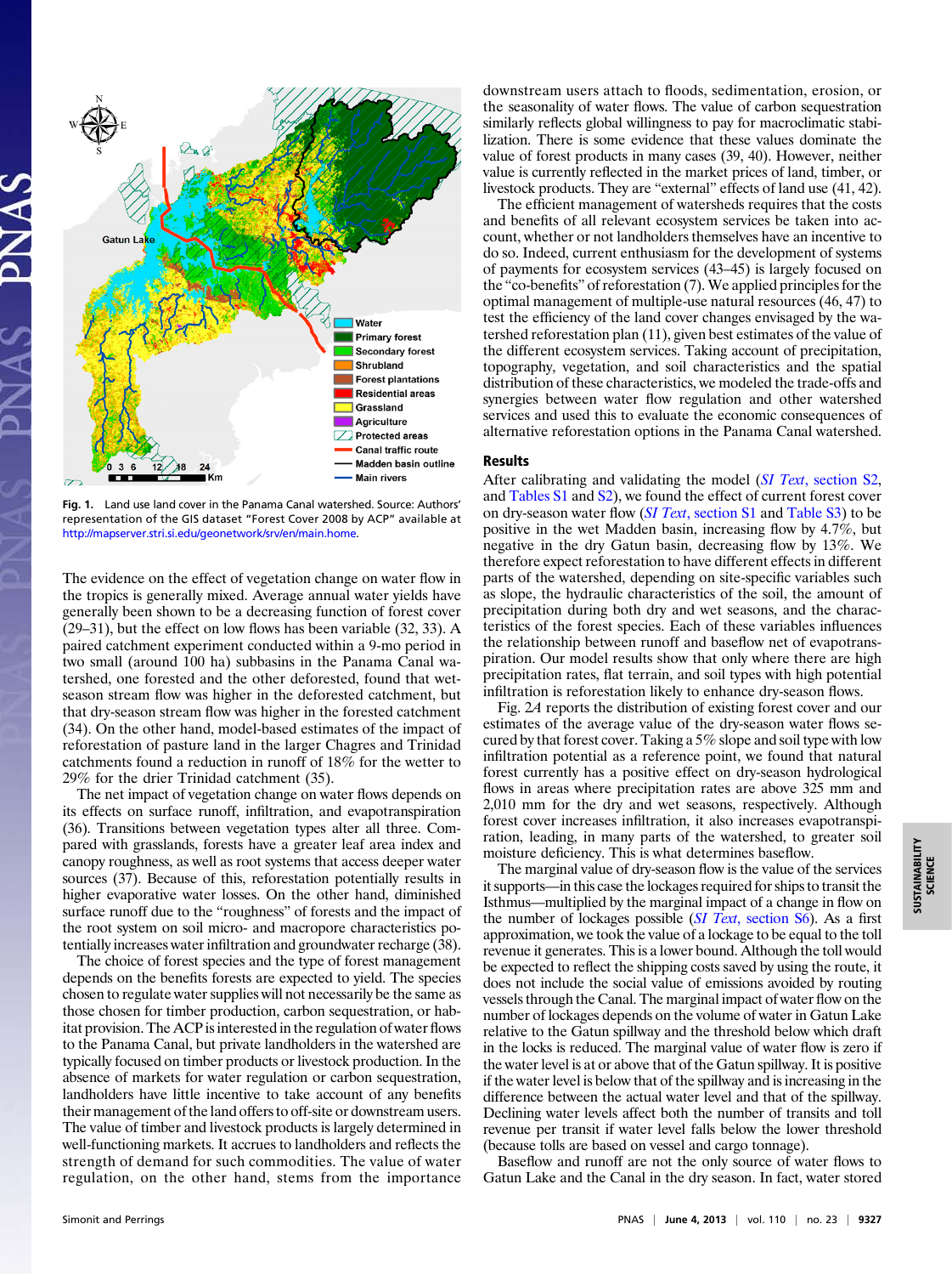Gatun Lake

Water
Primary forest
Secondary forest
Shrubland
Forest plantations
Residential areas
Grassland
Agriculture
Protected areas
Canal traffic route
Madden basin outline
Main rivers

0 3 6 12 18 24 Km

**Fig. 1.** Land use land cover in the Panama Canal watershed. Source: Authors' representation of the GIS dataset "Forest Cover 2008 by ACP" available at http://mapserver.stri.si.edu/geonetwork/srv/en/main.home.

The evidence on the effect of vegetation change on water flow in the tropics is generally mixed. Average annual water yields have generally been shown to be a decreasing function of forest cover (29–31), but the effect on low flows has been variable (32, 33). A paired catchment experiment conducted within a 9-mo period in two small (around 100 ha) subbasins in the Panama Canal watershed, one forested and the other deforested, found that wet-season stream flow was higher in the deforested catchment, but that dry-season stream flow was higher in the forested catchment (34). On the other hand, model-based estimates of the impact of reforestation of pasture land in the larger Chagres and Trinidad catchments found a reduction in runoff of 18% for the wetter to 29% for the drier Trinidad catchment (35).

The net impact of vegetation change on water flows depends on its effects on surface runoff, infiltration, and evapotranspiration (36). Transitions between vegetation types alter all three. Compared with grasslands, forests have a greater leaf area index and canopy roughness, as well as root systems that access deeper water sources (37). Because of this, reforestation potentially results in higher evaporative water losses. On the other hand, diminished surface runoff due to the "roughness" of forests and the impact of the root system on soil micro- and macropore characteristics potentially increases water infiltration and groundwater recharge (38).

The choice of forest species and the type of forest management depends on the benefits forests are expected to yield. The species chosen to regulate water supplies will not necessarily be the same as those chosen for timber production, carbon sequestration, or habitat provision. The ACP is interested in the regulation of water flows to the Panama Canal, but private landholders in the watershed are typically focused on timber products or livestock production. In the absence of markets for water regulation or carbon sequestration, landholders have little incentive to take account of any benefits their management of the land offers to off-site or downstream users. The value of timber and livestock products is largely determined in well-functioning markets. It accrues to landholders and reflects the strength of demand for such commodities. The value of water regulation, on the other hand, stems from the importance downstream users attach to floods, sedimentation, erosion, or the seasonality of water flows. The value of carbon sequestration similarly reflects global willingness to pay for macroclimatic stabilization. There is some evidence that these values dominate the value of forest products in many cases (39, 40). However, neither value is currently reflected in the market prices of land, timber, or livestock products. They are "external" effects of land use (41, 42).

The efficient management of watersheds requires that the costs and benefits of all relevant ecosystem services be taken into account, whether or not landholders themselves have an incentive to do so. Indeed, current enthusiasm for the development of systems of payments for ecosystem services (43–45) is largely focused on the "co-benefits" of reforestation (7). We applied principles for the optimal management of multiple-use natural resources (46, 47) to test the efficiency of the land cover changes envisaged by the watershed reforestation plan (11), given best estimates of the value of the different ecosystem services. Taking account of precipitation, topography, vegetation, and soil characteristics and the spatial distribution of these characteristics, we modeled the trade-offs and synergies between water flow regulation and other watershed services and used this to evaluate the economic consequences of alternative reforestation options in the Panama Canal watershed.

## Results

After calibrating and validating the model (*SI Text*, section S2, and Tables S1 and S2), we found the effect of current forest cover on dry-season water flow (*SI Text*, section S1 and Table S3) to be positive in the wet Madden basin, increasing flow by 4.7%, but negative in the dry Gatun basin, decreasing flow by 13%. We therefore expect reforestation to have different effects in different parts of the watershed, depending on site-specific variables such as slope, the hydraulic characteristics of the soil, the amount of precipitation during both dry and wet seasons, and the characteristics of the forest species. Each of these variables influences the relationship between runoff and baseflow net of evapotranspiration. Our model results show that only where there are high precipitation rates, flat terrain, and soil types with high potential infiltration is reforestation likely to enhance dry-season flows.

Fig. 2*A* reports the distribution of existing forest cover and our estimates of the average value of the dry-season water flows secured by that forest cover. Taking a 5% slope and soil type with low infiltration potential as a reference point, we found that natural forest currently has a positive effect on dry-season hydrological flows in areas where precipitation rates are above 325 mm and 2,010 mm for the dry and wet seasons, respectively. Although forest cover increases infiltration, it also increases evapotranspiration, leading, in many parts of the watershed, to greater soil moisture deficiency. This is what determines baseflow.

The marginal value of dry-season flow is the value of the services it supports—in this case the lockages required for ships to transit the Isthmus—multiplied by the marginal impact of a change in flow on the number of lockages possible (*SI Text*, section S6). As a first approximation, we took the value of a lockage to be equal to the toll revenue it generates. This is a lower bound. Although the toll would be expected to reflect the shipping costs saved by using the route, it does not include the social value of emissions avoided by routing vessels through the Canal. The marginal impact of water flow on the number of lockages depends on the volume of water in Gatun Lake relative to the Gatun spillway and the threshold below which draft in the locks is reduced. The marginal value of water flow is zero if the water level is at or above that of the Gatun spillway. It is positive if the water level is below that of the spillway and is increasing in the difference between the actual water level and that of the spillway. Declining water levels affect both the number of transits and toll revenue per transit if water level falls below the lower threshold (because tolls are based on vessel and cargo tonnage).

Baseflow and runoff are not the only source of water flows to Gatun Lake and the Canal in the dry season. In fact, water stored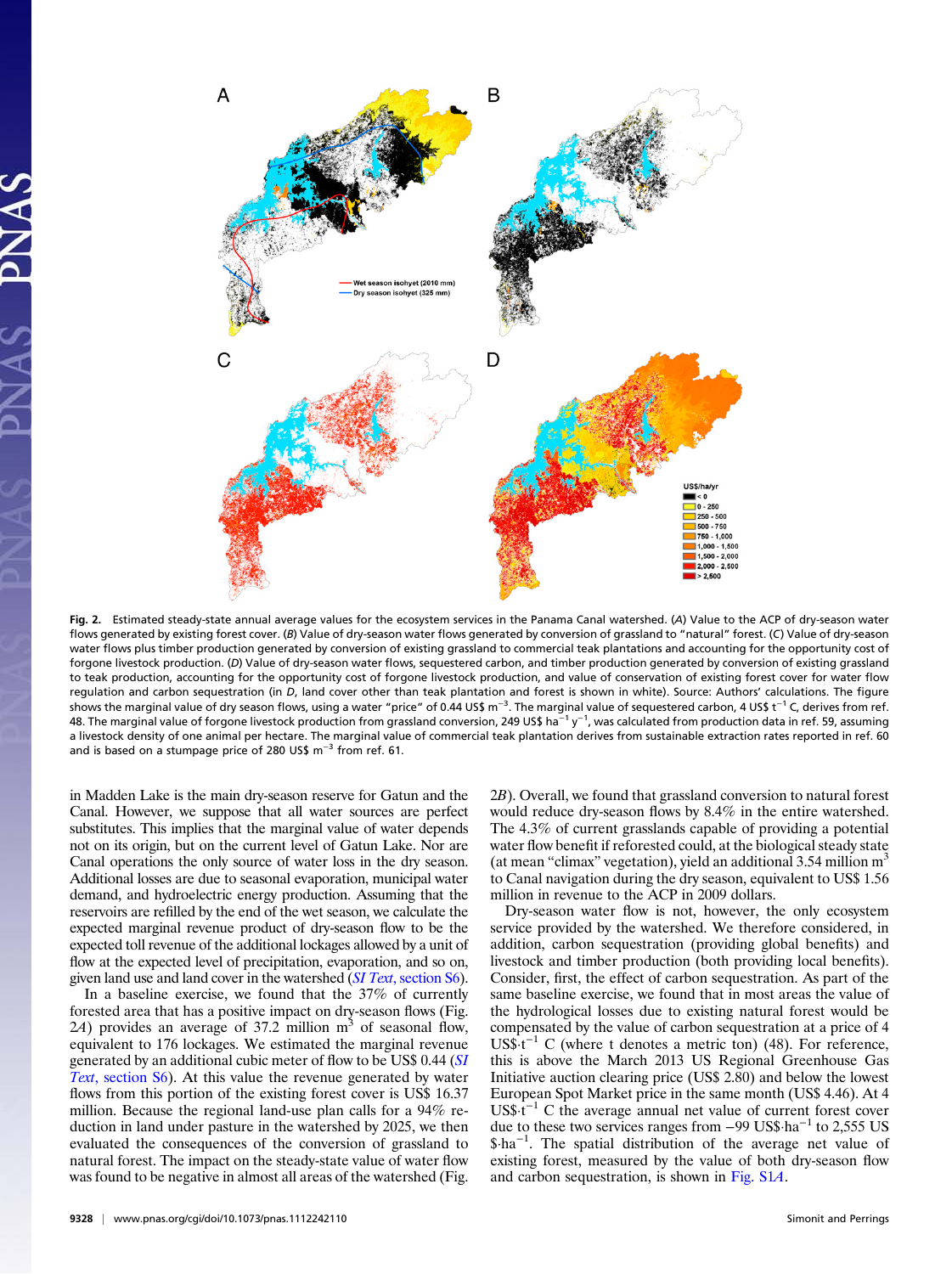Fig. 2. Estimated steady-state annual average values for the ecosystem services in the Panama Canal watershed. (*A*) Value to the ACP of dry-season water flows generated by existing forest cover. (*B*) Value of dry-season water flows generated by conversion of grassland to "natural" forest. (*C*) Value of dry-season water flows plus timber production generated by conversion of existing grassland to commercial teak plantations and accounting for the opportunity cost of forgone livestock production. (*D*) Value of dry-season water flows, sequestered carbon, and timber production generated by conversion of existing grassland to teak production, accounting for the opportunity cost of forgone livestock production, and value of conservation of existing forest cover for water flow regulation and carbon sequestration (in *D*, land cover other than teak plantation and forest is shown in white). Source: Authors' calculations. The figure shows the marginal value of dry season flows, using a water "price" of 0.44 US$ $m^{-3}$. The marginal value of sequestered carbon, 4 US$ $t^{-1}$ C, derives from ref. 48. The marginal value of forgone livestock production from grassland conversion, 249 US$ $ha^{-1}$ $y^{-1}$, was calculated from production data in ref. 59, assuming a livestock density of one animal per hectare. The marginal value of commercial teak plantation derives from sustainable extraction rates reported in ref. 60 and is based on a stumpage price of 280 US$ $m^{-3}$ from ref. 61.

in Madden Lake is the main dry-season reserve for Gatun and the Canal. However, we suppose that all water sources are perfect substitutes. This implies that the marginal value of water depends not on its origin, but on the current level of Gatun Lake. Nor are Canal operations the only source of water loss in the dry season. Additional losses are due to seasonal evaporation, municipal water demand, and hydroelectric energy production. Assuming that the reservoirs are refilled by the end of the wet season, we calculate the expected marginal revenue product of dry-season flow to be the expected toll revenue of the additional lockages allowed by a unit of flow at the expected level of precipitation, evaporation, and so on, given land use and land cover in the watershed (*SI Text*, section S6).

In a baseline exercise, we found that the 37% of currently forested area that has a positive impact on dry-season flows (Fig. 2*A*) provides an average of 37.2 million $m^3$ of seasonal flow, equivalent to 176 lockages. We estimated the marginal revenue generated by an additional cubic meter of flow to be US$ 0.44 (*SI Text*, section S6). At this value the revenue generated by water flows from this portion of the existing forest cover is US$ 16.37 million. Because the regional land-use plan calls for a 94% reduction in land under pasture in the watershed by 2025, we then evaluated the consequences of the conversion of grassland to natural forest. The impact on the steady-state value of water flow was found to be negative in almost all areas of the watershed (Fig. 2*B*). Overall, we found that grassland conversion to natural forest would reduce dry-season flows by 8.4% in the entire watershed. The 4.3% of current grasslands capable of providing a potential water flow benefit if reforested could, at the biological steady state (at mean "climax" vegetation), yield an additional 3.54 million $m^3$ to Canal navigation during the dry season, equivalent to US$ 1.56 million in revenue to the ACP in 2009 dollars.

Dry-season water flow is not, however, the only ecosystem service provided by the watershed. We therefore considered, in addition, carbon sequestration (providing global benefits) and livestock and timber production (both providing local benefits). Consider, first, the effect of carbon sequestration. As part of the same baseline exercise, we found that in most areas the value of the hydrological losses due to existing natural forest would be compensated by the value of carbon sequestration at a price of 4 US$·$t^{-1}$ C (where t denotes a metric ton) (48). For reference, this is above the March 2013 US Regional Greenhouse Gas Initiative auction clearing price (US$ 2.80) and below the lowest European Spot Market price in the same month (US$ 4.46). At 4 US$·$t^{-1}$ C the average annual net value of current forest cover due to these two services ranges from −99 US$·$ha^{-1}$ to 2,555 US $·$ha^{-1}$. The spatial distribution of the average net value of existing forest, measured by the value of both dry-season flow and carbon sequestration, is shown in Fig. S1*A*.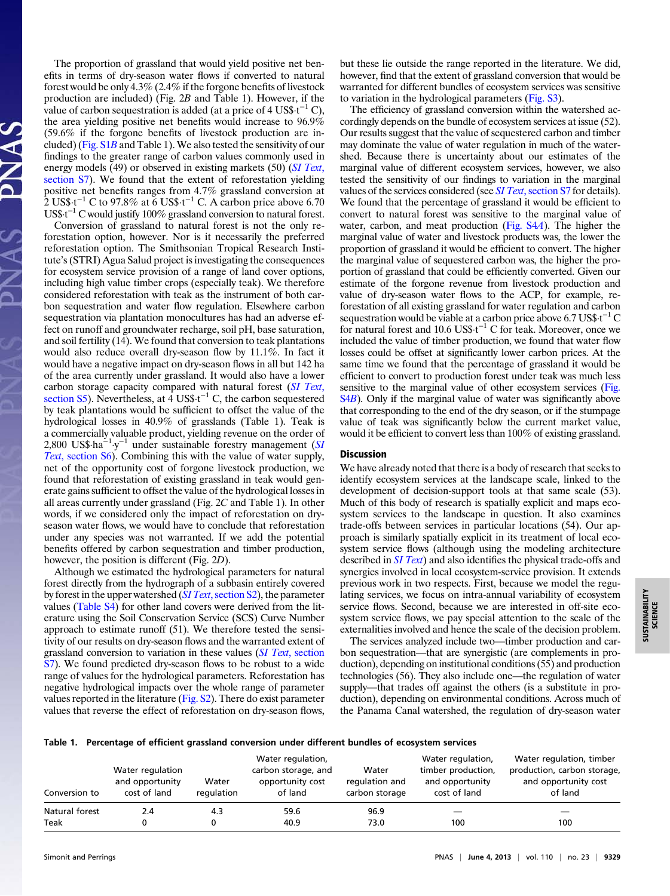The proportion of grassland that would yield positive net benefits in terms of dry-season water flows if converted to natural forest would be only 4.3% (2.4% if the forgone benefits of livestock production are included) (Fig. 2*B* and Table 1). However, if the value of carbon sequestration is added (at a price of 4 US$·$t^{-1}$ C), the area yielding positive net benefits would increase to 96.9% (59.6% if the forgone benefits of livestock production are included) (Fig. S1*B* and Table 1). We also tested the sensitivity of our findings to the greater range of carbon values commonly used in energy models (49) or observed in existing markets (50) (*SI Text*, section S7). We found that the extent of reforestation yielding positive net benefits ranges from 4.7% grassland conversion at 2 US$·$t^{-1}$ C to 97.8% at 6 US$·$t^{-1}$ C. A carbon price above 6.70 US$·$t^{-1}$ C would justify 100% grassland conversion to natural forest.

Conversion of grassland to natural forest is not the only reforestation option, however. Nor is it necessarily the preferred reforestation option. The Smithsonian Tropical Research Institute's (STRI) Agua Salud project is investigating the consequences for ecosystem service provision of a range of land cover options, including high value timber crops (especially teak). We therefore considered reforestation with teak as the instrument of both carbon sequestration and water flow regulation. Elsewhere carbon sequestration via plantation monocultures has had an adverse effect on runoff and groundwater recharge, soil pH, base saturation, and soil fertility (14). We found that conversion to teak plantations would also reduce overall dry-season flow by 11.1%. In fact it would have a negative impact on dry-season flows in all but 142 ha of the area currently under grassland. It would also have a lower carbon storage capacity compared with natural forest (*SI Text*, section S5). Nevertheless, at 4 US$·$t^{-1}$ C, the carbon sequestered by teak plantations would be sufficient to offset the value of the hydrological losses in 40.9% of grasslands (Table 1). Teak is a commercially valuable product, yielding revenue on the order of 2,800 US$·$ha^{-1}$·$y^{-1}$ under sustainable forestry management (*SI Text*, section S6). Combining this with the value of water supply, net of the opportunity cost of forgone livestock production, we found that reforestation of existing grassland in teak would generate gains sufficient to offset the value of the hydrological losses in all areas currently under grassland (Fig. 2*C* and Table 1). In other words, if we considered only the impact of reforestation on dry-season water flows, we would have to conclude that reforestation under any species was not warranted. If we add the potential benefits offered by carbon sequestration and timber production, however, the position is different (Fig. 2*D*).

Although we estimated the hydrological parameters for natural forest directly from the hydrograph of a subbasin entirely covered by forest in the upper watershed (*SI Text*, section S2), the parameter values (Table S4) for other land covers were derived from the literature using the Soil Conservation Service (SCS) Curve Number approach to estimate runoff (51). We therefore tested the sensitivity of our results on dry-season flows and the warranted extent of grassland conversion to variation in these values (*SI Text*, section S7). We found predicted dry-season flows to be robust to a wide range of values for the hydrological parameters. Reforestation has negative hydrological impacts over the whole range of parameter values reported in the literature (Fig. S2). There do exist parameter values that reverse the effect of reforestation on dry-season flows, but these lie outside the range reported in the literature. We did, however, find that the extent of grassland conversion that would be warranted for different bundles of ecosystem services was sensitive to variation in the hydrological parameters (Fig. S3).

The efficiency of grassland conversion within the watershed accordingly depends on the bundle of ecosystem services at issue (52). Our results suggest that the value of sequestered carbon and timber may dominate the value of water regulation in much of the watershed. Because there is uncertainty about our estimates of the marginal value of different ecosystem services, however, we also tested the sensitivity of our findings to variation in the marginal values of the services considered (see *SI Text*, section S7 for details). We found that the percentage of grassland it would be efficient to convert to natural forest was sensitive to the marginal value of water, carbon, and meat production (Fig. S4*A*). The higher the marginal value of water and livestock products was, the lower the proportion of grassland it would be efficient to convert. The higher the marginal value of sequestered carbon was, the higher the proportion of grassland that could be efficiently converted. Given our estimate of the forgone revenue from livestock production and value of dry-season water flows to the ACP, for example, reforestation of all existing grassland for water regulation and carbon sequestration would be viable at a carbon price above 6.7 US$·$t^{-1}$ C for natural forest and 10.6 US$·$t^{-1}$ C for teak. Moreover, once we included the value of timber production, we found that water flow losses could be offset at significantly lower carbon prices. At the same time we found that the percentage of grassland it would be efficient to convert to production forest under teak was much less sensitive to the marginal value of other ecosystem services (Fig. S4*B*). Only if the marginal value of water was significantly above that corresponding to the end of the dry season, or if the stumpage value of teak was significantly below the current market value, would it be efficient to convert less than 100% of existing grassland.

## Discussion

We have already noted that there is a body of research that seeks to identify ecosystem services at the landscape scale, linked to the development of decision-support tools at that same scale (53). Much of this body of research is spatially explicit and maps ecosystem services to the landscape in question. It also examines trade-offs between services in particular locations (54). Our approach is similarly spatially explicit in its treatment of local ecosystem service flows (although using the modeling architecture described in *SI Text*) and also identifies the physical trade-offs and synergies involved in local ecosystem-service provision. It extends previous work in two respects. First, because we model the regulating services, we focus on intra-annual variability of ecosystem service flows. Second, because we are interested in off-site ecosystem service flows, we pay special attention to the scale of the externalities involved and hence the scale of the decision problem.

The services analyzed include two—timber production and carbon sequestration—that are synergistic (are complements in production), depending on institutional conditions (55) and production technologies (56). They also include one—the regulation of water supply—that trades off against the others (is a substitute in production), depending on environmental conditions. Across much of the Panama Canal watershed, the regulation of dry-season water

**Table 1. Percentage of efficient grassland conversion under different bundles of ecosystem services**

| Conversion to | Water regulation and opportunity cost of land | Water regulation | Water regulation, carbon storage, and opportunity cost of land | Water regulation and carbon storage | Water regulation, timber production, and opportunity cost of land | Water regulation, timber production, carbon storage, and opportunity cost of land |
|---|---|---|---|---|---|---|
| Natural forest | 2.4 | 4.3 | 59.6 | 96.9 | — | — |
| Teak | 0 | 0 | 40.9 | 73.0 | 100 | 100 |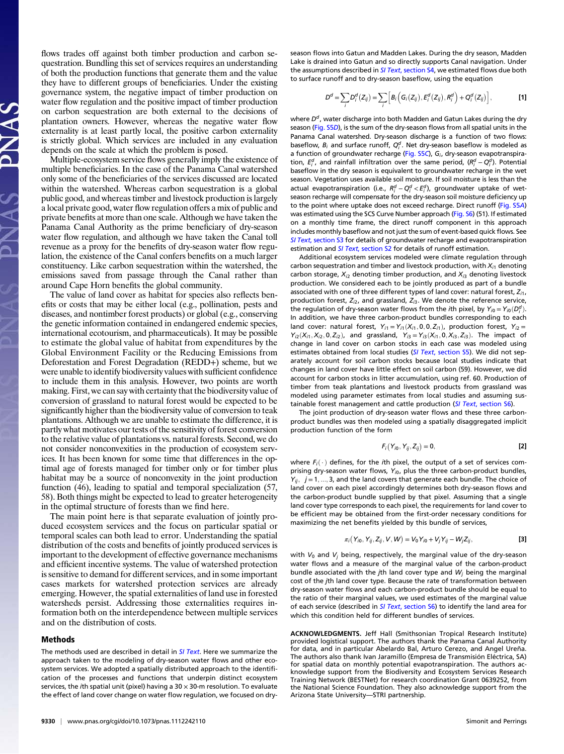flows trades off against both timber production and carbon sequestration. Bundling this set of services requires an understanding of both the production functions that generate them and the value they have to different groups of beneficiaries. Under the existing governance system, the negative impact of timber production on water flow regulation and the positive impact of timber production on carbon sequestration are both external to the decisions of plantation owners. However, whereas the negative water flow externality is at least partly local, the positive carbon externality is strictly global. Which services are included in any evaluation depends on the scale at which the problem is posed.

Multiple-ecosystem service flows generally imply the existence of multiple beneficiaries. In the case of the Panama Canal watershed only some of the beneficiaries of the services discussed are located within the watershed. Whereas carbon sequestration is a global public good, and whereas timber and livestock production is largely a local private good, water flow regulation offers a mix of public and private benefits at more than one scale. Although we have taken the Panama Canal Authority as the prime beneficiary of dry-season water flow regulation, and although we have taken the Canal toll revenue as a proxy for the benefits of dry-season water flow regulation, the existence of the Canal confers benefits on a much larger constituency. Like carbon sequestration within the watershed, the emissions saved from passage through the Canal rather than around Cape Horn benefits the global community.

The value of land cover as habitat for species also reflects benefits or costs that may be either local (e.g., pollination, pests and diseases, and nontimber forest products) or global (e.g., conserving the genetic information contained in endangered endemic species, international ecotourism, and pharmaceuticals). It may be possible to estimate the global value of habitat from expenditures by the Global Environment Facility or the Reducing Emissions from Deforestation and Forest Degradation (REDD+) scheme, but we were unable to identify biodiversity values with sufficient confidence to include them in this analysis. However, two points are worth making. First, we can say with certainty that the biodiversity value of conversion of grassland to natural forest would be expected to be significantly higher than the biodiversity value of conversion to teak plantations. Although we are unable to estimate the difference, it is partly what motivates our tests of the sensitivity of forest conversion to the relative value of plantations vs. natural forests. Second, we do not consider nonconvexities in the production of ecosystem services. It has been known for some time that differences in the optimal age of forests managed for timber only or for timber plus habitat may be a source of nonconvexity in the joint production function (46), leading to spatial and temporal specialization (57, 58). Both things might be expected to lead to greater heterogeneity in the optimal structure of forests than we find here.

The main point here is that separate evaluation of jointly produced ecosystem services and the focus on particular spatial or temporal scales can both lead to error. Understanding the spatial distribution of the costs and benefits of jointly produced services is important to the development of effective governance mechanisms and efficient incentive systems. The value of watershed protection is sensitive to demand for different services, and in some important cases markets for watershed protection services are already emerging. However, the spatial externalities of land use in forested watersheds persist. Addressing those externalities requires information both on the interdependence between multiple services and on the distribution of costs.

## Methods

The methods used are described in detail in *SI Text*. Here we summarize the approach taken to the modeling of dry-season water flows and other ecosystem services. We adopted a spatially distributed approach to the identification of the processes and functions that underpin distinct ecosystem services, the $i$th spatial unit (pixel) having a $30 \times 30$-m resolution. To evaluate the effect of land cover change on water flow regulation, we focused on dry-season flows into Gatun and Madden Lakes. During the dry season, Madden Lake is drained into Gatun and so directly supports Canal navigation. Under the assumptions described in *SI Text*, section S4, we estimated flows due both to surface runoff and to dry-season baseflow, using the equation

$$D^d = \sum_i D_i^d(Z_{ij}) = \sum_i \left[ B_i\left(G_i(Z_{ij}), E_i^d(Z_{ij}), R_i^d\right) + Q_i^d(Z_{ij}) \right], \qquad [1]$$

where $D^d$, water discharge into both Madden and Gatun Lakes during the dry season (Fig. S5D), is the sum of the dry-season flows from all spatial units in the Panama Canal watershed. Dry-season discharge is a function of two flows: baseflow, $B_i$ and surface runoff, $Q_i^d$. Net dry-season baseflow is modeled as a function of groundwater recharge (Fig. S5C), $G_i$, dry-season evapotranspiration, $E_i^d$, and rainfall infiltration over the same period, $(R_i^d - Q_i^d)$. Potential baseflow in the dry season is equivalent to groundwater recharge in the wet season. Vegetation uses available soil moisture. If soil moisture is less than the actual evapotranspiration (i.e., $R_i^d - Q_i^d < E_i^d$), groundwater uptake of wet-season recharge will compensate for the dry-season soil moisture deficiency up to the point where uptake does not exceed recharge. Direct runoff (Fig. S5A) was estimated using the SCS Curve Number approach (Fig. S6) (51). If estimated on a monthly time frame, the direct runoff component in this approach includes monthly baseflow and not just the sum of event-based quick flows. See *SI Text*, section S3 for details of groundwater recharge and evapotranspiration estimation and *SI Text*, section S2 for details of runoff estimation.

Additional ecosystem services modeled were climate regulation through carbon sequestration and timber and livestock production, with $X_{i1}$ denoting carbon storage, $X_{i2}$ denoting timber production, and $X_{i3}$ denoting livestock production. We considered each to be jointly produced as part of a bundle associated with one of three different types of land cover: natural forest, $Z_{i1}$, production forest, $Z_{i2}$, and grassland, $Z_{i3}$. We denote the reference service, the regulation of dry-season water flows from the $i$th pixel, by $Y_{i0} = Y_{i0}(D_i^d)$. In addition, we have three carbon-product bundles corresponding to each land cover: natural forest, $Y_{i1} = Y_{i1}(X_{i1}, 0, 0, Z_{i1})$, production forest, $Y_{i2} = Y_{i2}(X_{i1}, X_{i2}, 0, Z_{i2})$, and grassland, $Y_{i3} = Y_{i3}(X_{i1}, 0, X_{i3}, Z_{i3})$. The impact of change in land cover on carbon stocks in each case was modeled using estimates obtained from local studies (*SI Text*, section S5). We did not separately account for soil carbon stocks because local studies indicate that changes in land cover have little effect on soil carbon (59). However, we did account for carbon stocks in litter accumulation, using ref. 60. Production of timber from teak plantations and livestock products from grassland was modeled using parameter estimates from local studies and assuming sustainable forest management and cattle production (*SI Text*, section S6).

The joint production of dry-season water flows and these three carbon-product bundles was then modeled using a spatially disaggregated implicit production function of the form

$$F_i(Y_{i0}, Y_{ij}, Z_{ij}) = 0, \qquad [2]$$

where $F_i(\cdot)$ defines, for the $i$th pixel, the output of a set of services comprising dry-season water flows, $Y_{i0}$, plus the three carbon-product bundles, $Y_{ij}$, $j = 1, \ldots, 3$, and the land covers that generate each bundle. The choice of land cover on each pixel accordingly determines both dry-season flows and the carbon-product bundle supplied by that pixel. Assuming that a single land cover type corresponds to each pixel, the requirements for land cover to be efficient may be obtained from the first-order necessary conditions for maximizing the net benefits yielded by this bundle of services,

$$\pi_i(Y_{i0}, Y_{ij}, Z_{ij}, V, W) = V_0 Y_{i0} + V_j Y_{ij} - W_j Z_{ij}, \qquad [3]$$

with $V_0$ and $V_j$ being, respectively, the marginal value of the dry-season water flows and a measure of the marginal value of the carbon-product bundle associated with the $j$th land cover type and $W_j$ being the marginal cost of the $j$th land cover type. Because the rate of transformation between dry-season water flows and each carbon-product bundle should be equal to the ratio of their marginal values, we used estimates of the marginal value of each service (described in *SI Text*, section S6) to identify the land area for which this condition held for different bundles of services.

**ACKNOWLEDGMENTS.** Jeff Hall (Smithsonian Tropical Research Institute) provided logistical support. The authors thank the Panama Canal Authority for data, and in particular Abelardo Bal, Arturo Cerezo, and Angel Ureña. The authors also thank Ivan Jaramillo (Empresa de Transmisión Eléctrica, SA) for spatial data on monthly potential evapotranspiration. The authors acknowledge support from the Biodiversity and Ecosystem Services Research Training Network (BESTNet) for research coordination Grant 0639252, from the National Science Foundation. They also acknowledge support from the Arizona State University—STRI partnership.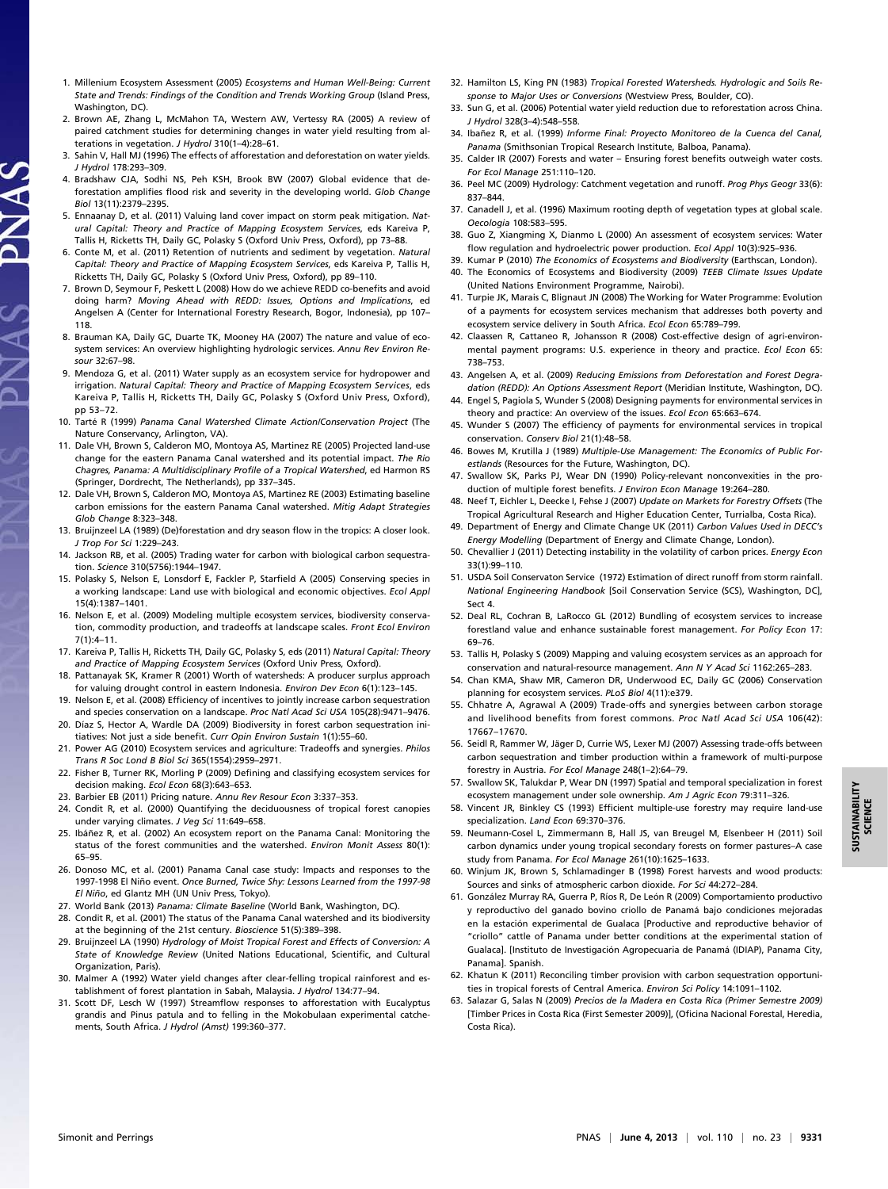1. Millenium Ecosystem Assessment (2005) *Ecosystems and Human Well-Being: Current State and Trends: Findings of the Condition and Trends Working Group* (Island Press, Washington, DC).
2. Brown AE, Zhang L, McMahon TA, Western AW, Vertessy RA (2005) A review of paired catchment studies for determining changes in water yield resulting from alterations in vegetation. *J Hydrol* 310(1–4):28–61.
3. Sahin V, Hall MJ (1996) The effects of afforestation and deforestation on water yields. *J Hydrol* 178:293–309.
4. Bradshaw CJA, Sodhi NS, Peh KSH, Brook BW (2007) Global evidence that deforestation amplifies flood risk and severity in the developing world. *Glob Change Biol* 13(11):2379–2395.
5. Ennaanay D, et al. (2011) Valuing land cover impact on storm peak mitigation. *Natural Capital: Theory and Practice of Mapping Ecosystem Services*, eds Kareiva P, Tallis H, Ricketts TH, Daily GC, Polasky S (Oxford Univ Press, Oxford), pp 73–88.
6. Conte M, et al. (2011) Retention of nutrients and sediment by vegetation. *Natural Capital: Theory and Practice of Mapping Ecosystem Services*, eds Kareiva P, Tallis H, Ricketts TH, Daily GC, Polasky S (Oxford Univ Press, Oxford), pp 89–110.
7. Brown D, Seymour F, Peskett L (2008) How do we achieve REDD co-benefits and avoid doing harm? *Moving Ahead with REDD: Issues, Options and Implications*, ed Angelsen A (Center for International Forestry Research, Bogor, Indonesia), pp 107–118.
8. Brauman KA, Daily GC, Duarte TK, Mooney HA (2007) The nature and value of ecosystem services: An overview highlighting hydrologic services. *Annu Rev Environ Resour* 32:67–98.
9. Mendoza G, et al. (2011) Water supply as an ecosystem service for hydropower and irrigation. *Natural Capital: Theory and Practice of Mapping Ecosystem Services*, eds Kareiva P, Tallis H, Ricketts TH, Daily GC, Polasky S (Oxford Univ Press, Oxford), pp 53–72.
10. Tarté R (1999) *Panama Canal Watershed Climate Action/Conservation Project* (The Nature Conservancy, Arlington, VA).
11. Dale VH, Brown S, Calderon MO, Montoya AS, Martinez RE (2005) Projected land-use change for the eastern Panama Canal watershed and its potential impact. *The Rio Chagres, Panama: A Multidisciplinary Profile of a Tropical Watershed*, ed Harmon RS (Springer, Dordrecht, The Netherlands), pp 337–345.
12. Dale VH, Brown S, Calderon MO, Montoya AS, Martinez RE (2003) Estimating baseline carbon emissions for the eastern Panama Canal watershed. *Mitig Adapt Strategies Glob Change* 8:323–348.
13. Bruijnzeel LA (1989) (De)forestation and dry season flow in the tropics: A closer look. *J Trop For Sci* 1:229–243.
14. Jackson RB, et al. (2005) Trading water for carbon with biological carbon sequestration. *Science* 310(5756):1944–1947.
15. Polasky S, Nelson E, Lonsdorf E, Fackler P, Starfield A (2005) Conserving species in a working landscape: Land use with biological and economic objectives. *Ecol Appl* 15(4):1387–1401.
16. Nelson E, et al. (2009) Modeling multiple ecosystem services, biodiversity conservation, commodity production, and tradeoffs at landscape scales. *Front Ecol Environ* 7(1):4–11.
17. Kareiva P, Tallis H, Ricketts TH, Daily GC, Polasky S, eds (2011) *Natural Capital: Theory and Practice of Mapping Ecosystem Services* (Oxford Univ Press, Oxford).
18. Pattanayak SK, Kramer R (2001) Worth of watersheds: A producer surplus approach for valuing drought control in eastern Indonesia. *Environ Dev Econ* 6(1):123–145.
19. Nelson E, et al. (2008) Efficiency of incentives to jointly increase carbon sequestration and species conservation on a landscape. *Proc Natl Acad Sci USA* 105(28):9471–9476.
20. Díaz S, Hector A, Wardle DA (2009) Biodiversity in forest carbon sequestration initiatives: Not just a side benefit. *Curr Opin Environ Sustain* 1(1):55–60.
21. Power AG (2010) Ecosystem services and agriculture: Tradeoffs and synergies. *Philos Trans R Soc Lond B Biol Sci* 365(1554):2959–2971.
22. Fisher B, Turner RK, Morling P (2009) Defining and classifying ecosystem services for decision making. *Ecol Econ* 68(3):643–653.
23. Barbier EB (2011) Pricing nature. *Annu Rev Resour Econ* 3:337–353.
24. Condit R, et al. (2000) Quantifying the deciduousness of tropical forest canopies under varying climates. *J Veg Sci* 11:649–658.
25. Ibáñez R, et al. (2002) An ecosystem report on the Panama Canal: Monitoring the status of the forest communities and the watershed. *Environ Monit Assess* 80(1):65–95.
26. Donoso MC, et al. (2001) Panama Canal case study: Impacts and responses to the 1997-1998 El Niño event. *Once Burned, Twice Shy: Lessons Learned from the 1997-98 El Niño*, ed Glantz MH (UN Univ Press, Tokyo).
27. World Bank (2013) *Panama: Climate Baseline* (World Bank, Washington, DC).
28. Condit R, et al. (2001) The status of the Panama Canal watershed and its biodiversity at the beginning of the 21st century. *Bioscience* 51(5):389–398.
29. Bruijnzeel LA (1990) *Hydrology of Moist Tropical Forest and Effects of Conversion: A State of Knowledge Review* (United Nations Educational, Scientific, and Cultural Organization, Paris).
30. Malmer A (1992) Water yield changes after clear-felling tropical rainforest and establishment of forest plantation in Sabah, Malaysia. *J Hydrol* 134:77–94.
31. Scott DF, Lesch W (1997) Streamflow responses to afforestation with Eucalyptus grandis and Pinus patula and to felling in the Mokobulaan experimental catchements, South Africa. *J Hydrol (Amst)* 199:360–377.
32. Hamilton LS, King PN (1983) *Tropical Forested Watersheds. Hydrologic and Soils Response to Major Uses or Conversions* (Westview Press, Boulder, CO).
33. Sun G, et al. (2006) Potential water yield reduction due to reforestation across China. *J Hydrol* 328(3–4):548–558.
34. Ibañez R, et al. (1999) *Informe Final: Proyecto Monitoreo de la Cuenca del Canal, Panama* (Smithsonian Tropical Research Institute, Balboa, Panama).
35. Calder IR (2007) Forests and water – Ensuring forest benefits outweigh water costs. *For Ecol Manage* 251:110–120.
36. Peel MC (2009) Hydrology: Catchment vegetation and runoff. *Prog Phys Geogr* 33(6):837–844.
37. Canadell J, et al. (1996) Maximum rooting depth of vegetation types at global scale. *Oecologia* 108:583–595.
38. Guo Z, Xiangming X, Dianmo L (2000) An assessment of ecosystem services: Water flow regulation and hydroelectric power production. *Ecol Appl* 10(3):925–936.
39. Kumar P (2010) *The Economics of Ecosystems and Biodiversity* (Earthscan, London).
40. The Economics of Ecosystems and Biodiversity (2009) *TEEB Climate Issues Update* (United Nations Environment Programme, Nairobi).
41. Turpie JK, Marais C, Blignaut JN (2008) The Working for Water Programme: Evolution of a payments for ecosystem services mechanism that addresses both poverty and ecosystem service delivery in South Africa. *Ecol Econ* 65:789–799.
42. Claassen R, Cattaneo R, Johansson R (2008) Cost-effective design of agri-environmental payment programs: U.S. experience in theory and practice. *Ecol Econ* 65:738–753.
43. Angelsen A, et al. (2009) *Reducing Emissions from Deforestation and Forest Degradation (REDD): An Options Assessment Report* (Meridian Institute, Washington, DC).
44. Engel S, Pagiola S, Wunder S (2008) Designing payments for environmental services in theory and practice: An overview of the issues. *Ecol Econ* 65:663–674.
45. Wunder S (2007) The efficiency of payments for environmental services in tropical conservation. *Conserv Biol* 21(1):48–58.
46. Bowes M, Krutilla J (1989) *Multiple-Use Management: The Economics of Public Forestlands* (Resources for the Future, Washington, DC).
47. Swallow SK, Parks PJ, Wear DN (1990) Policy-relevant nonconvexities in the production of multiple forest benefits. *J Environ Econ Manage* 19:264–280.
48. Neef T, Eichler L, Deecke I, Fehse J (2007) *Update on Markets for Forestry Offsets* (The Tropical Agricultural Research and Higher Education Center, Turrialba, Costa Rica).
49. Department of Energy and Climate Change UK (2011) *Carbon Values Used in DECC's Energy Modelling* (Department of Energy and Climate Change, London).
50. Chevallier J (2011) Detecting instability in the volatility of carbon prices. *Energy Econ* 33(1):99–110.
51. USDA Soil Conservaton Service (1972) Estimation of direct runoff from storm rainfall. *National Engineering Handbook* [Soil Conservation Service (SCS), Washington, DC], Sect 4.
52. Deal RL, Cochran B, LaRocco GL (2012) Bundling of ecosystem services to increase forestland value and enhance sustainable forest management. *For Policy Econ* 17:69–76.
53. Tallis H, Polasky S (2009) Mapping and valuing ecosystem services as an approach for conservation and natural-resource management. *Ann N Y Acad Sci* 1162:265–283.
54. Chan KMA, Shaw MR, Cameron DR, Underwood EC, Daily GC (2006) Conservation planning for ecosystem services. *PLoS Biol* 4(11):e379.
55. Chhatre A, Agrawal A (2009) Trade-offs and synergies between carbon storage and livelihood benefits from forest commons. *Proc Natl Acad Sci USA* 106(42):17667–17670.
56. Seidl R, Rammer W, Jäger D, Currie WS, Lexer MJ (2007) Assessing trade-offs between carbon sequestration and timber production within a framework of multi-purpose forestry in Austria. *For Ecol Manage* 248(1–2):64–79.
57. Swallow SK, Talukdar P, Wear DN (1997) Spatial and temporal specialization in forest ecosystem management under sole ownership. *Am J Agric Econ* 79:311–326.
58. Vincent JR, Binkley CS (1993) Efficient multiple-use forestry may require land-use specialization. *Land Econ* 69:370–376.
59. Neumann-Cosel L, Zimmermann B, Hall JS, van Breugel M, Elsenbeer H (2011) Soil carbon dynamics under young tropical secondary forests on former pastures–A case study from Panama. *For Ecol Manage* 261(10):1625–1633.
60. Winjum JK, Brown S, Schlamadinger B (1998) Forest harvests and wood products: Sources and sinks of atmospheric carbon dioxide. *For Sci* 44:272–284.
61. González Murray RA, Guerra P, Ríos R, De León R (2009) Comportamiento productivo y reproductivo del ganado bovino criollo de Panamá bajo condiciones mejoradas en la estación experimental de Gualaca [Productive and reproductive behavior of "criollo" cattle of Panama under better conditions at the experimental station of Gualaca]. [Instituto de Investigación Agropecuaria de Panamá (IDIAP), Panama City, Panama]. Spanish.
62. Khatun K (2011) Reconciling timber provision with carbon sequestration opportunities in tropical forests of Central America. *Environ Sci Policy* 14:1091–1102.
63. Salazar G, Salas N (2009) *Precios de la Madera en Costa Rica (Primer Semestre 2009)* [Timber Prices in Costa Rica (First Semester 2009)], (Oficina Nacional Forestal, Heredia, Costa Rica).